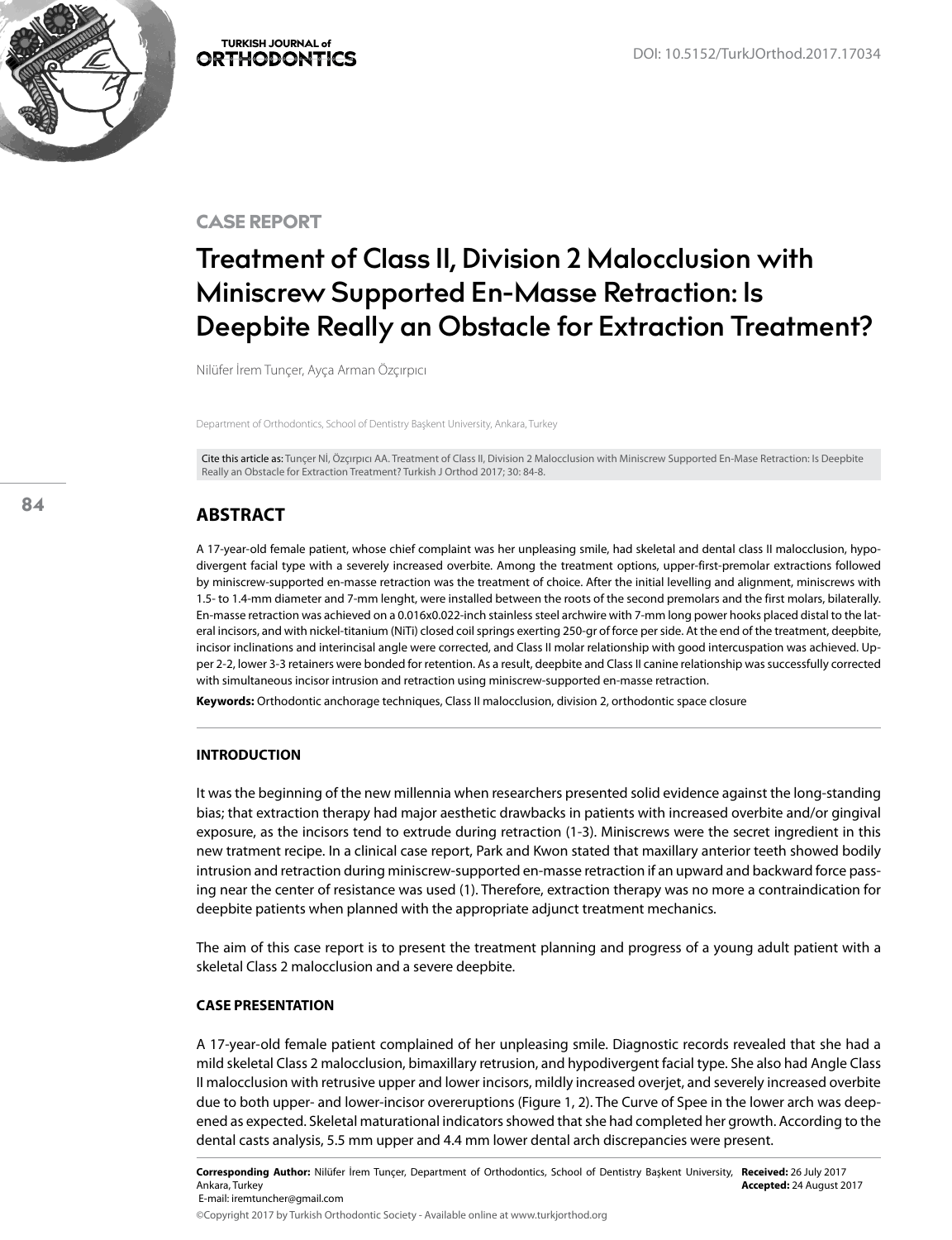# CASE REPORT

# Treatment of Class II, Division 2 Malocclusion with Miniscrew Supported En-Masse Retraction: Is Deepbite Really an Obstacle for Extraction Treatment?

Nilüfer İrem Tunçer, Ayça Arman Özçırpıcı

Department of Orthodontics, School of Dentistry Başkent University, Ankara, Turkey

Cite this article as: Tunçer Nİ, Özçırpıcı AA. Treatment of Class II, Division 2 Malocclusion with Miniscrew Supported En-Mase Retraction: Is Deepbite Really an Obstacle for Extraction Treatment? Turkish J Orthod 2017; 30: 84-8.

## ABSTRACT

A 17-year-old female patient, whose chief complaint was her unpleasing smile, had skeletal and dental class II malocclusion, hypodivergent facial type with a severely increased overbite. Among the treatment options, upper-first-premolar extractions followed by miniscrew-supported en-masse retraction was the treatment of choice. After the initial levelling and alignment, miniscrews with 1.5- to 1.4-mm diameter and 7-mm lenght, were installed between the roots of the second premolars and the first molars, bilaterally. En-masse retraction was achieved on a 0.016x0.022-inch stainless steel archwire with 7-mm long power hooks placed distal to the lateral incisors, and with nickel-titanium (NiTi) closed coil springs exerting 250-gr of force per side. At the end of the treatment, deepbite, incisor inclinations and interincisal angle were corrected, and Class II molar relationship with good intercuspation was achieved. Upper 2-2, lower 3-3 retainers were bonded for retention. As a result, deepbite and Class II canine relationship was successfully corrected with simultaneous incisor intrusion and retraction using miniscrew-supported en-masse retraction.

**Keywords:** Orthodontic anchorage techniques, Class II malocclusion, division 2, orthodontic space closure

### INTRODUCTION

It was the beginning of the new millennia when researchers presented solid evidence against the long-standing bias; that extraction therapy had major aesthetic drawbacks in patients with increased overbite and/or gingival exposure, as the incisors tend to extrude during retraction (1-3). Miniscrews were the secret ingredient in this new tratment recipe. In a clinical case report, Park and Kwon stated that maxillary anterior teeth showed bodily intrusion and retraction during miniscrew-supported en-masse retraction if an upward and backward force passing near the center of resistance was used (1). Therefore, extraction therapy was no more a contraindication for deepbite patients when planned with the appropriate adjunct treatment mechanics.

The aim of this case report is to present the treatment planning and progress of a young adult patient with a skeletal Class 2 malocclusion and a severe deepbite.

### CASE PRESENTATION

A 17-year-old female patient complained of her unpleasing smile. Diagnostic records revealed that she had a mild skeletal Class 2 malocclusion, bimaxillary retrusion, and hypodivergent facial type. She also had Angle Class II malocclusion with retrusive upper and lower incisors, mildly increased overjet, and severely increased overbite due to both upper- and lower-incisor overeruptions (Figure 1, 2). The Curve of Spee in the lower arch was deepened as expected. Skeletal maturational indicators showed that she had completed her growth. According to the dental casts analysis, 5.5 mm upper and 4.4 mm lower dental arch discrepancies were present.

**Corresponding Author:** Nilüfer İrem Tunçer, Department of Orthodontics, School of Dentistry Başkent University, Ankara, Turkey
E-mail: iremtuncher@gmail.com

**Received:** 26 July 2017
**Accepted:** 24 August 2017

©Copyright 2017 by Turkish Orthodontic Society - Available online at www.turkjorthod.org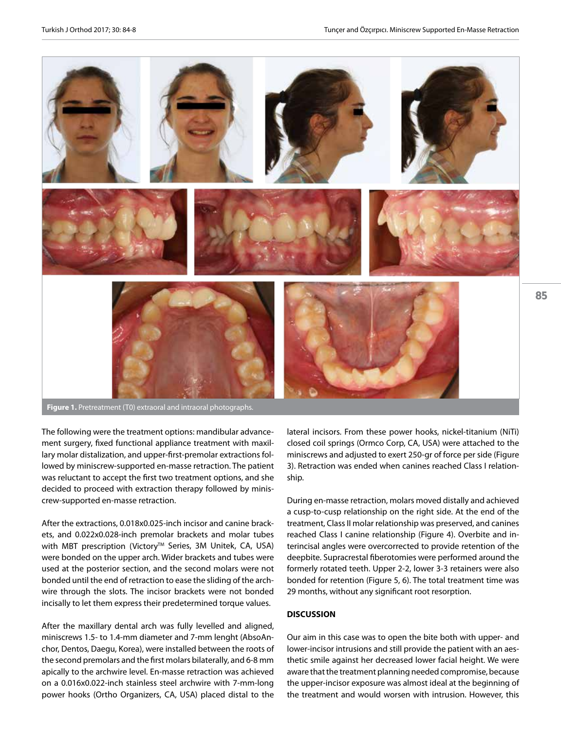**Figure 1.** Pretreatment (T0) extraoral and intraoral photographs.

The following were the treatment options: mandibular advancement surgery, fixed functional appliance treatment with maxillary molar distalization, and upper-first-premolar extractions followed by miniscrew-supported en-masse retraction. The patient was reluctant to accept the first two treatment options, and she decided to proceed with extraction therapy followed by miniscrew-supported en-masse retraction.

After the extractions, 0.018x0.025-inch incisor and canine brackets, and 0.022x0.028-inch premolar brackets and molar tubes with MBT prescription (Victory™ Series, 3M Unitek, CA, USA) were bonded on the upper arch. Wider brackets and tubes were used at the posterior section, and the second molars were not bonded until the end of retraction to ease the sliding of the archwire through the slots. The incisor brackets were not bonded incisally to let them express their predetermined torque values.

After the maxillary dental arch was fully levelled and aligned, miniscrews 1.5- to 1.4-mm diameter and 7-mm lenght (AbsoAnchor, Dentos, Daegu, Korea), were installed between the roots of the second premolars and the first molars bilaterally, and 6-8 mm apically to the archwire level. En-masse retraction was achieved on a 0.016x0.022-inch stainless steel archwire with 7-mm-long power hooks (Ortho Organizers, CA, USA) placed distal to the lateral incisors. From these power hooks, nickel-titanium (NiTi) closed coil springs (Ormco Corp, CA, USA) were attached to the miniscrews and adjusted to exert 250-gr of force per side (Figure 3). Retraction was ended when canines reached Class I relationship.

During en-masse retraction, molars moved distally and achieved a cusp-to-cusp relationship on the right side. At the end of the treatment, Class II molar relationship was preserved, and canines reached Class I canine relationship (Figure 4). Overbite and intercinsal angles were overcorrected to provide retention of the deepbite. Supracrestal fiberotomies were performed around the formerly rotated teeth. Upper 2-2, lower 3-3 retainers were also bonded for retention (Figure 5, 6). The total treatment time was 29 months, without any significant root resorption.

## DISCUSSION

Our aim in this case was to open the bite both with upper- and lower-incisor intrusions and still provide the patient with an aesthetic smile against her decreased lower facial height. We were aware that the treatment planning needed compromise, because the upper-incisor exposure was almost ideal at the beginning of the treatment and would worsen with intrusion. However, this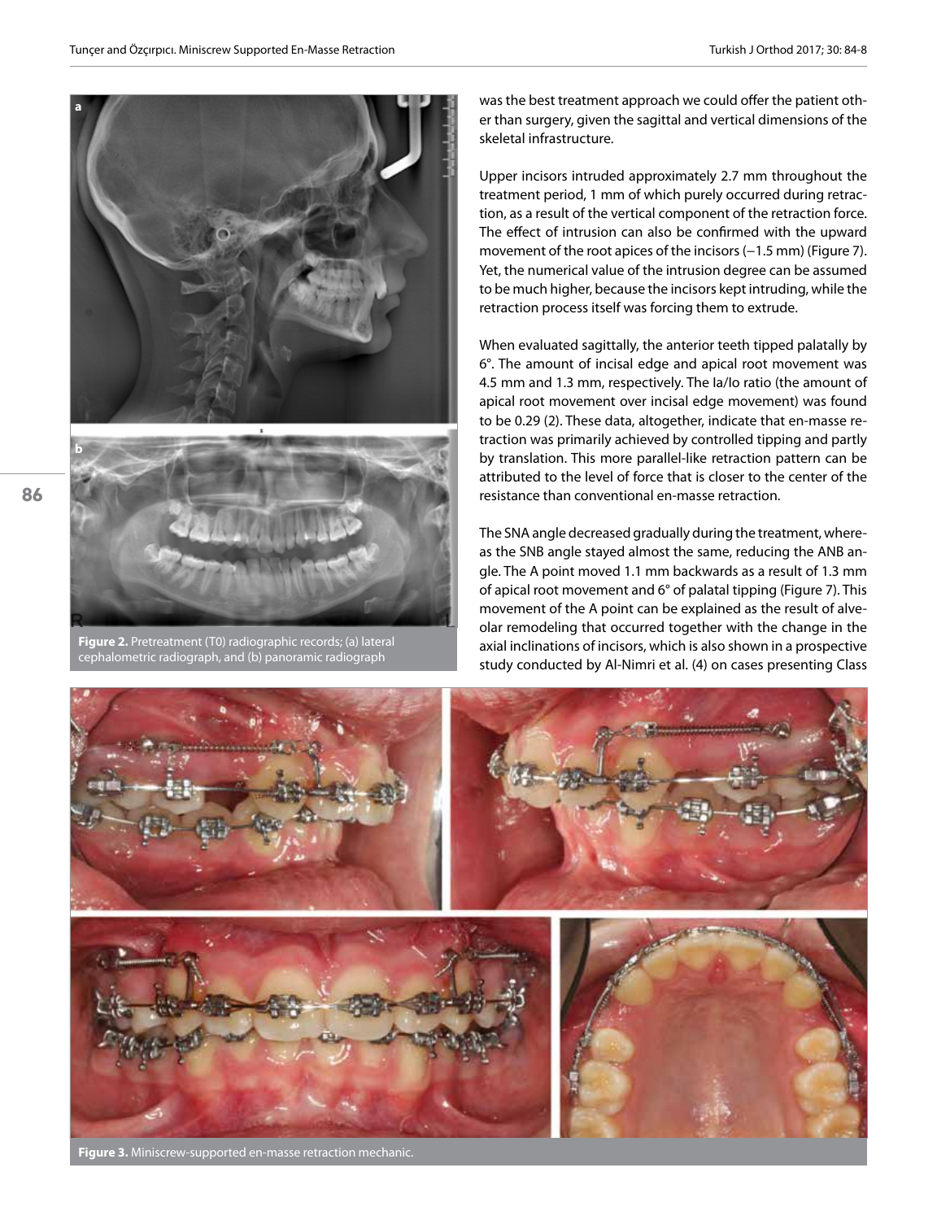Figure 2. Pretreatment (T0) radiographic records; (a) lateral cephalometric radiograph, and (b) panoramic radiograph

was the best treatment approach we could offer the patient other than surgery, given the sagittal and vertical dimensions of the skeletal infrastructure.

Upper incisors intruded approximately 2.7 mm throughout the treatment period, 1 mm of which purely occurred during retraction, as a result of the vertical component of the retraction force. The effect of intrusion can also be confirmed with the upward movement of the root apices of the incisors (−1.5 mm) (Figure 7). Yet, the numerical value of the intrusion degree can be assumed to be much higher, because the incisors kept intruding, while the retraction process itself was forcing them to extrude.

When evaluated sagittally, the anterior teeth tipped palatally by 6°. The amount of incisal edge and apical root movement was 4.5 mm and 1.3 mm, respectively. The Ia/Io ratio (the amount of apical root movement over incisal edge movement) was found to be 0.29 (2). These data, altogether, indicate that en-masse retraction was primarily achieved by controlled tipping and partly by translation. This more parallel-like retraction pattern can be attributed to the level of force that is closer to the center of the resistance than conventional en-masse retraction.

The SNA angle decreased gradually during the treatment, whereas the SNB angle stayed almost the same, reducing the ANB angle. The A point moved 1.1 mm backwards as a result of 1.3 mm of apical root movement and 6° of palatal tipping (Figure 7). This movement of the A point can be explained as the result of alveolar remodeling that occurred together with the change in the axial inclinations of incisors, which is also shown in a prospective study conducted by Al-Nimri et al. (4) on cases presenting Class

Figure 3. Miniscrew-supported en-masse retraction mechanic.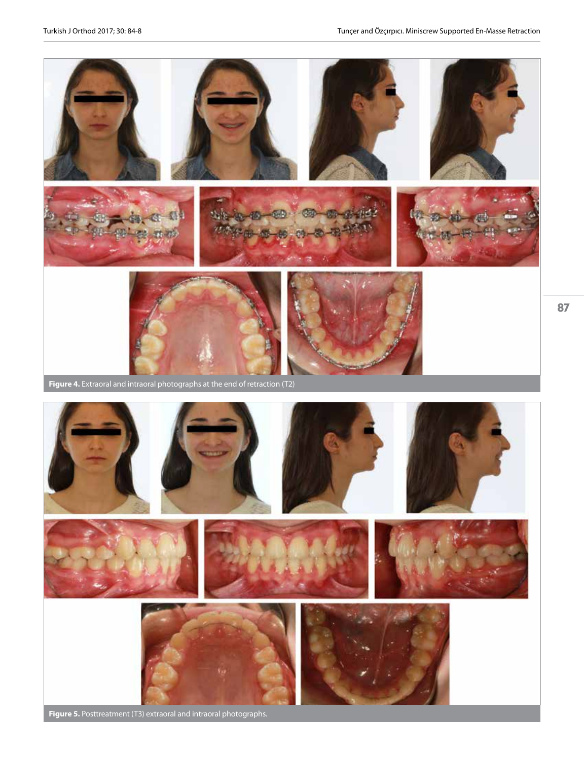**Figure 4.** Extraoral and intraoral photographs at the end of retraction (T2)

**Figure 5.** Posttreatment (T3) extraoral and intraoral photographs.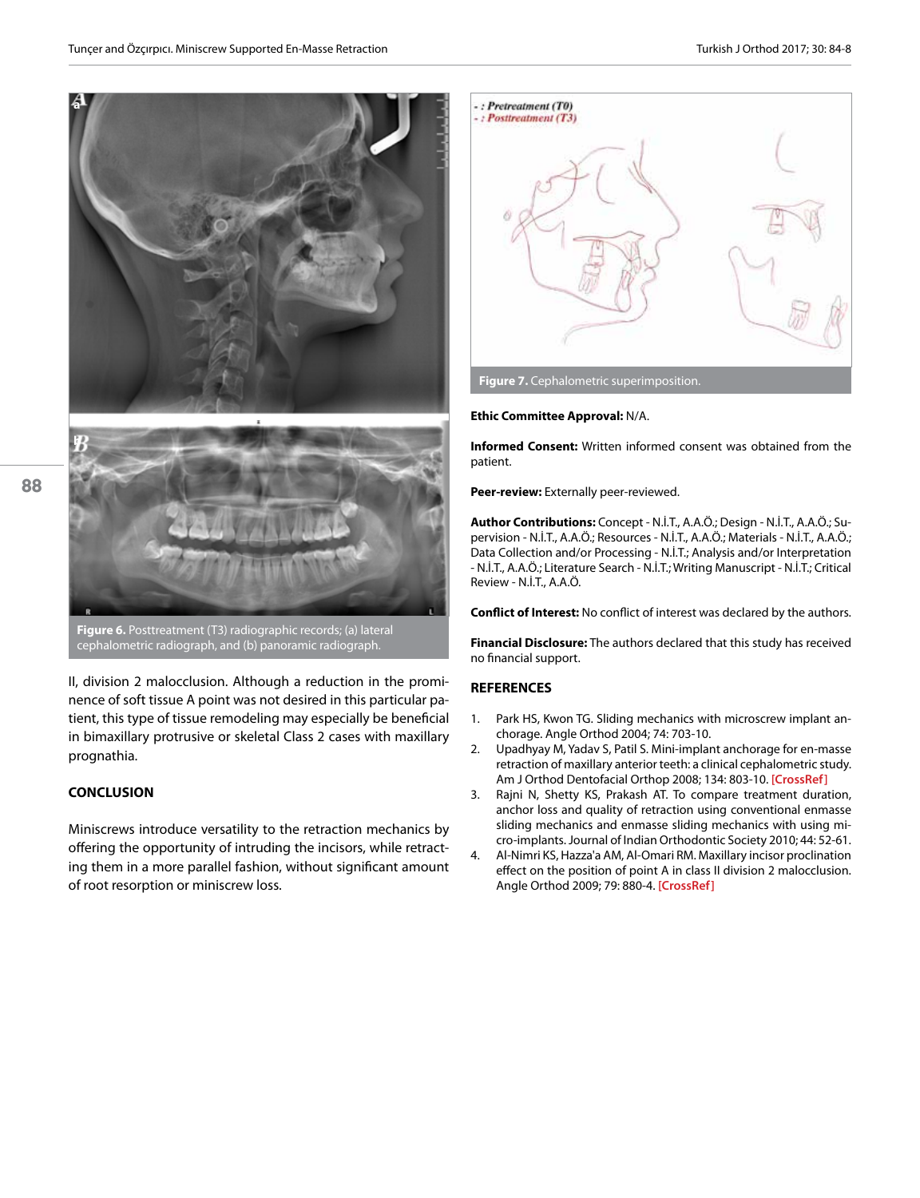Figure 6. Posttreatment (T3) radiographic records; (a) lateral cephalometric radiograph, and (b) panoramic radiograph.

II, division 2 malocclusion. Although a reduction in the prominence of soft tissue A point was not desired in this particular patient, this type of tissue remodeling may especially be beneficial in bimaxillary protrusive or skeletal Class 2 cases with maxillary prognathia.

## CONCLUSION

Miniscrews introduce versatility to the retraction mechanics by offering the opportunity of intruding the incisors, while retracting them in a more parallel fashion, without significant amount of root resorption or miniscrew loss.

Figure 7. Cephalometric superimposition.

**Ethic Committee Approval:** N/A.

**Informed Consent:** Written informed consent was obtained from the patient.

**Peer-review:** Externally peer-reviewed.

**Author Contributions:** Concept - N.İ.T., A.A.Ö.; Design - N.İ.T., A.A.Ö.; Supervision - N.İ.T., A.A.Ö.; Resources - N.İ.T., A.A.Ö.; Materials - N.İ.T., A.A.Ö.; Data Collection and/or Processing - N.İ.T.; Analysis and/or Interpretation - N.İ.T., A.A.Ö.; Literature Search - N.İ.T.; Writing Manuscript - N.İ.T.; Critical Review - N.İ.T., A.A.Ö.

**Conflict of Interest:** No conflict of interest was declared by the authors.

**Financial Disclosure:** The authors declared that this study has received no financial support.

## REFERENCES

1. Park HS, Kwon TG. Sliding mechanics with microscrew implant anchorage. Angle Orthod 2004; 74: 703-10.
2. Upadhyay M, Yadav S, Patil S. Mini-implant anchorage for en-masse retraction of maxillary anterior teeth: a clinical cephalometric study. Am J Orthod Dentofacial Orthop 2008; 134: 803-10. [CrossRef]
3. Rajni N, Shetty KS, Prakash AT. To compare treatment duration, anchor loss and quality of retraction using conventional enmasse sliding mechanics and enmasse sliding mechanics with using micro-implants. Journal of Indian Orthodontic Society 2010; 44: 52-61.
4. Al-Nimri KS, Hazza'a AM, Al-Omari RM. Maxillary incisor proclination effect on the position of point A in class II division 2 malocclusion. Angle Orthod 2009; 79: 880-4. [CrossRef]